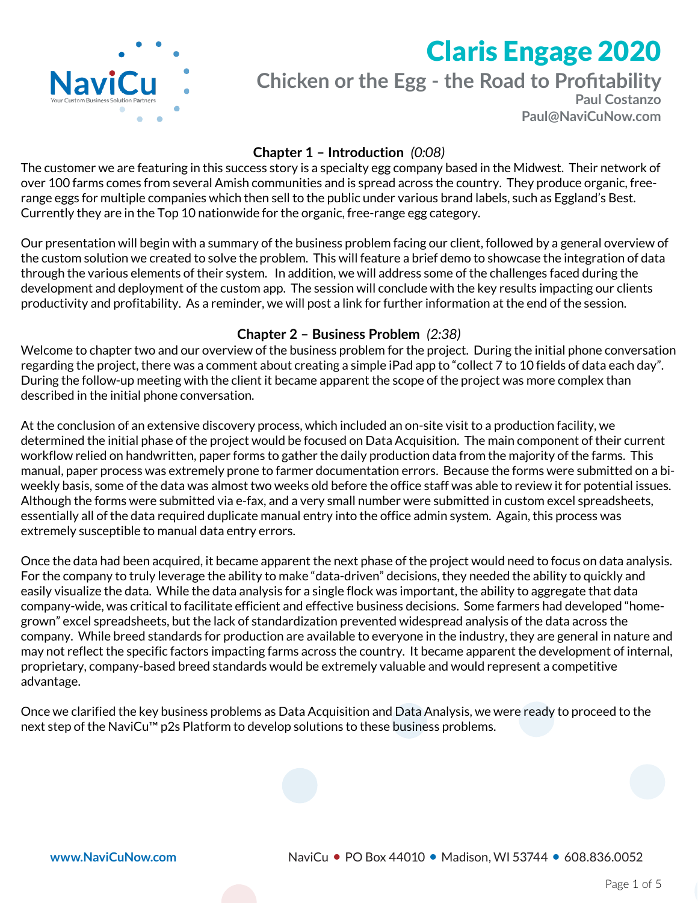# Claris Engage 2020

## Chicken or the Egg - the Road to Profitability

**Paul Costanzo**
**Paul@NaviCuNow.com**

### Chapter 1 – Introduction *(0:08)*

The customer we are featuring in this success story is a specialty egg company based in the Midwest. Their network of over 100 farms comes from several Amish communities and is spread across the country. They produce organic, free-range eggs for multiple companies which then sell to the public under various brand labels, such as Eggland's Best. Currently they are in the Top 10 nationwide for the organic, free-range egg category.

Our presentation will begin with a summary of the business problem facing our client, followed by a general overview of the custom solution we created to solve the problem. This will feature a brief demo to showcase the integration of data through the various elements of their system. In addition, we will address some of the challenges faced during the development and deployment of the custom app. The session will conclude with the key results impacting our clients productivity and profitability. As a reminder, we will post a link for further information at the end of the session.

### Chapter 2 – Business Problem *(2:38)*

Welcome to chapter two and our overview of the business problem for the project. During the initial phone conversation regarding the project, there was a comment about creating a simple iPad app to "collect 7 to 10 fields of data each day". During the follow-up meeting with the client it became apparent the scope of the project was more complex than described in the initial phone conversation.

At the conclusion of an extensive discovery process, which included an on-site visit to a production facility, we determined the initial phase of the project would be focused on Data Acquisition. The main component of their current workflow relied on handwritten, paper forms to gather the daily production data from the majority of the farms. This manual, paper process was extremely prone to farmer documentation errors. Because the forms were submitted on a bi-weekly basis, some of the data was almost two weeks old before the office staff was able to review it for potential issues. Although the forms were submitted via e-fax, and a very small number were submitted in custom excel spreadsheets, essentially all of the data required duplicate manual entry into the office admin system. Again, this process was extremely susceptible to manual data entry errors.

Once the data had been acquired, it became apparent the next phase of the project would need to focus on data analysis. For the company to truly leverage the ability to make "data-driven" decisions, they needed the ability to quickly and easily visualize the data. While the data analysis for a single flock was important, the ability to aggregate that data company-wide, was critical to facilitate efficient and effective business decisions. Some farmers had developed "home-grown" excel spreadsheets, but the lack of standardization prevented widespread analysis of the data across the company. While breed standards for production are available to everyone in the industry, they are general in nature and may not reflect the specific factors impacting farms across the country. It became apparent the development of internal, proprietary, company-based breed standards would be extremely valuable and would represent a competitive advantage.

Once we clarified the key business problems as Data Acquisition and Data Analysis, we were ready to proceed to the next step of the NaviCu™ p2s Platform to develop solutions to these business problems.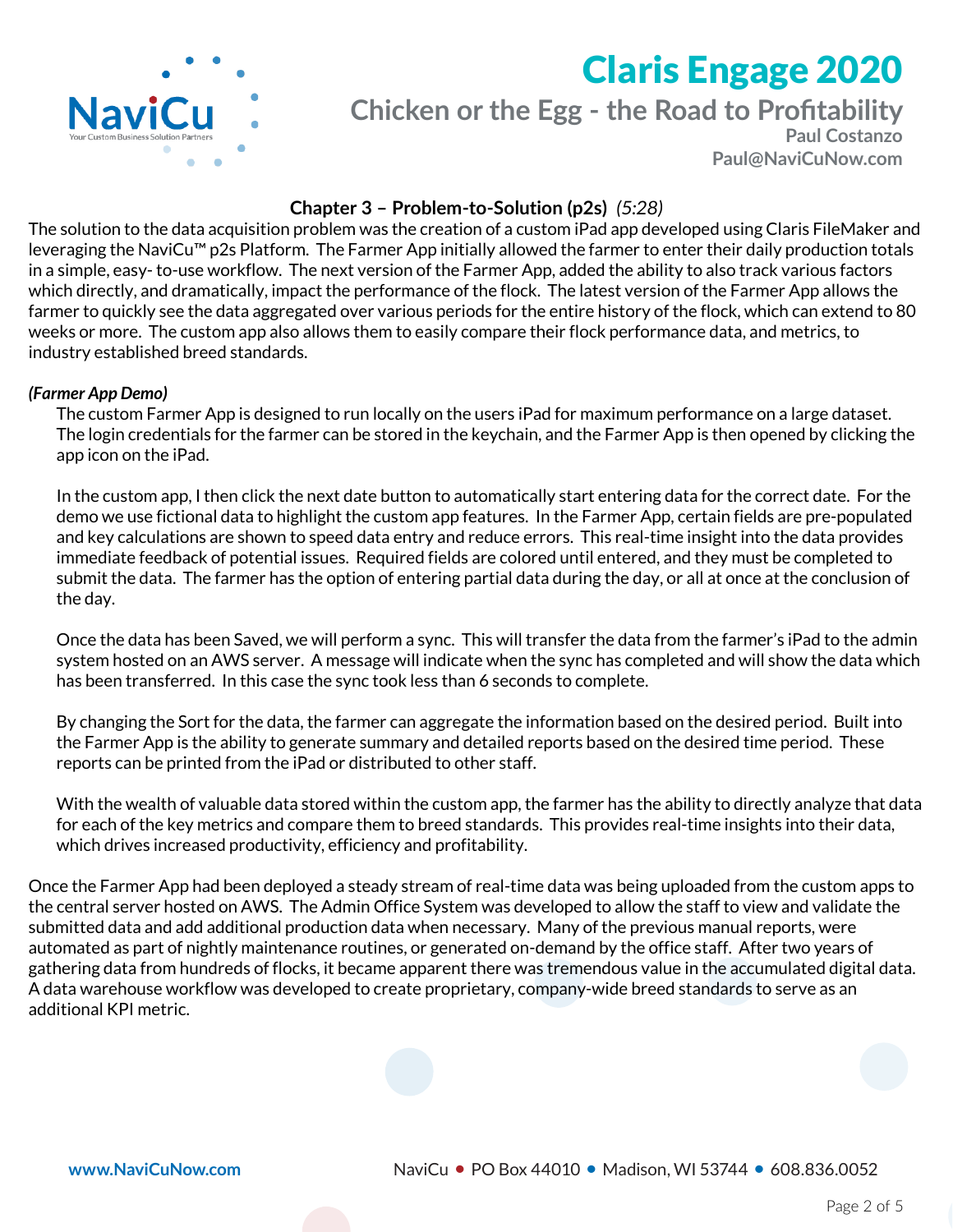### Chapter 3 – Problem-to-Solution (p2s) *(5:28)*

The solution to the data acquisition problem was the creation of a custom iPad app developed using Claris FileMaker and leveraging the NaviCu™ p2s Platform. The Farmer App initially allowed the farmer to enter their daily production totals in a simple, easy- to-use workflow. The next version of the Farmer App, added the ability to also track various factors which directly, and dramatically, impact the performance of the flock. The latest version of the Farmer App allows the farmer to quickly see the data aggregated over various periods for the entire history of the flock, which can extend to 80 weeks or more. The custom app also allows them to easily compare their flock performance data, and metrics, to industry established breed standards.

***(Farmer App Demo)***

The custom Farmer App is designed to run locally on the users iPad for maximum performance on a large dataset. The login credentials for the farmer can be stored in the keychain, and the Farmer App is then opened by clicking the app icon on the iPad.

In the custom app, I then click the next date button to automatically start entering data for the correct date. For the demo we use fictional data to highlight the custom app features. In the Farmer App, certain fields are pre-populated and key calculations are shown to speed data entry and reduce errors. This real-time insight into the data provides immediate feedback of potential issues. Required fields are colored until entered, and they must be completed to submit the data. The farmer has the option of entering partial data during the day, or all at once at the conclusion of the day.

Once the data has been Saved, we will perform a sync. This will transfer the data from the farmer's iPad to the admin system hosted on an AWS server. A message will indicate when the sync has completed and will show the data which has been transferred. In this case the sync took less than 6 seconds to complete.

By changing the Sort for the data, the farmer can aggregate the information based on the desired period. Built into the Farmer App is the ability to generate summary and detailed reports based on the desired time period. These reports can be printed from the iPad or distributed to other staff.

With the wealth of valuable data stored within the custom app, the farmer has the ability to directly analyze that data for each of the key metrics and compare them to breed standards. This provides real-time insights into their data, which drives increased productivity, efficiency and profitability.

Once the Farmer App had been deployed a steady stream of real-time data was being uploaded from the custom apps to the central server hosted on AWS. The Admin Office System was developed to allow the staff to view and validate the submitted data and add additional production data when necessary. Many of the previous manual reports, were automated as part of nightly maintenance routines, or generated on-demand by the office staff. After two years of gathering data from hundreds of flocks, it became apparent there was tremendous value in the accumulated digital data. A data warehouse workflow was developed to create proprietary, company-wide breed standards to serve as an additional KPI metric.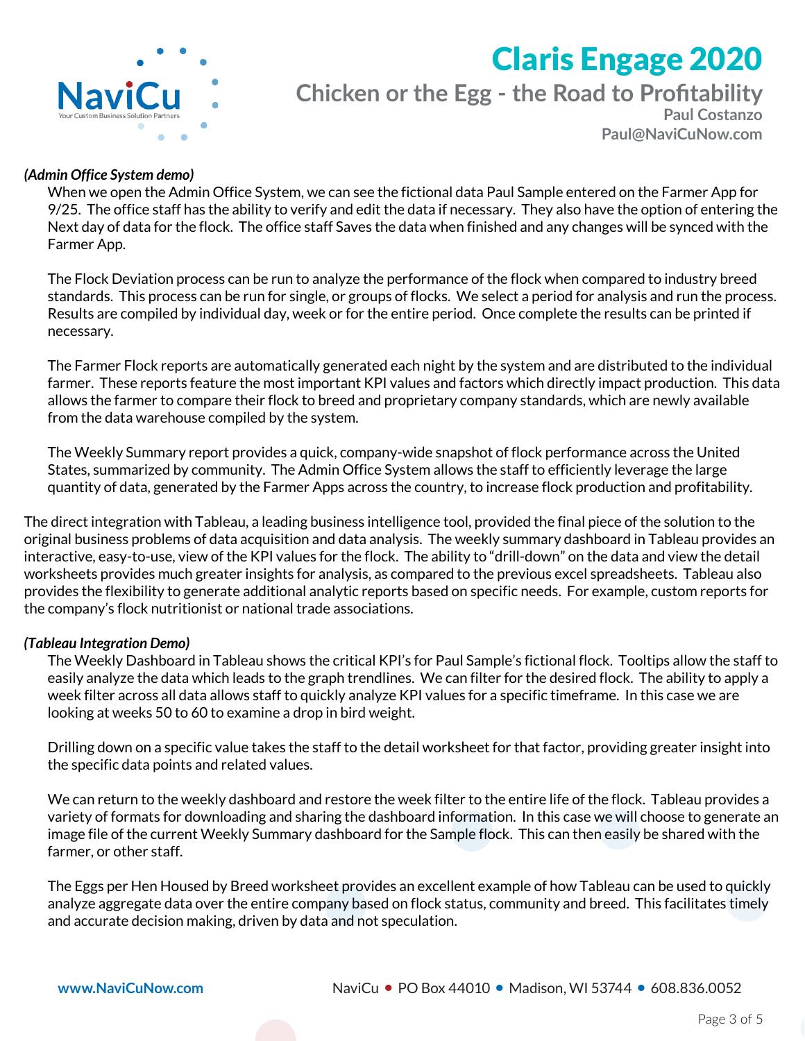***(Admin Office System demo)***

When we open the Admin Office System, we can see the fictional data Paul Sample entered on the Farmer App for 9/25. The office staff has the ability to verify and edit the data if necessary. They also have the option of entering the Next day of data for the flock. The office staff Saves the data when finished and any changes will be synced with the Farmer App.

The Flock Deviation process can be run to analyze the performance of the flock when compared to industry breed standards. This process can be run for single, or groups of flocks. We select a period for analysis and run the process. Results are compiled by individual day, week or for the entire period. Once complete the results can be printed if necessary.

The Farmer Flock reports are automatically generated each night by the system and are distributed to the individual farmer. These reports feature the most important KPI values and factors which directly impact production. This data allows the farmer to compare their flock to breed and proprietary company standards, which are newly available from the data warehouse compiled by the system.

The Weekly Summary report provides a quick, company-wide snapshot of flock performance across the United States, summarized by community. The Admin Office System allows the staff to efficiently leverage the large quantity of data, generated by the Farmer Apps across the country, to increase flock production and profitability.

The direct integration with Tableau, a leading business intelligence tool, provided the final piece of the solution to the original business problems of data acquisition and data analysis. The weekly summary dashboard in Tableau provides an interactive, easy-to-use, view of the KPI values for the flock. The ability to "drill-down" on the data and view the detail worksheets provides much greater insights for analysis, as compared to the previous excel spreadsheets. Tableau also provides the flexibility to generate additional analytic reports based on specific needs. For example, custom reports for the company's flock nutritionist or national trade associations.

***(Tableau Integration Demo)***

The Weekly Dashboard in Tableau shows the critical KPI's for Paul Sample's fictional flock. Tooltips allow the staff to easily analyze the data which leads to the graph trendlines. We can filter for the desired flock. The ability to apply a week filter across all data allows staff to quickly analyze KPI values for a specific timeframe. In this case we are looking at weeks 50 to 60 to examine a drop in bird weight.

Drilling down on a specific value takes the staff to the detail worksheet for that factor, providing greater insight into the specific data points and related values.

We can return to the weekly dashboard and restore the week filter to the entire life of the flock. Tableau provides a variety of formats for downloading and sharing the dashboard information. In this case we will choose to generate an image file of the current Weekly Summary dashboard for the Sample flock. This can then easily be shared with the farmer, or other staff.

The Eggs per Hen Housed by Breed worksheet provides an excellent example of how Tableau can be used to quickly analyze aggregate data over the entire company based on flock status, community and breed. This facilitates timely and accurate decision making, driven by data and not speculation.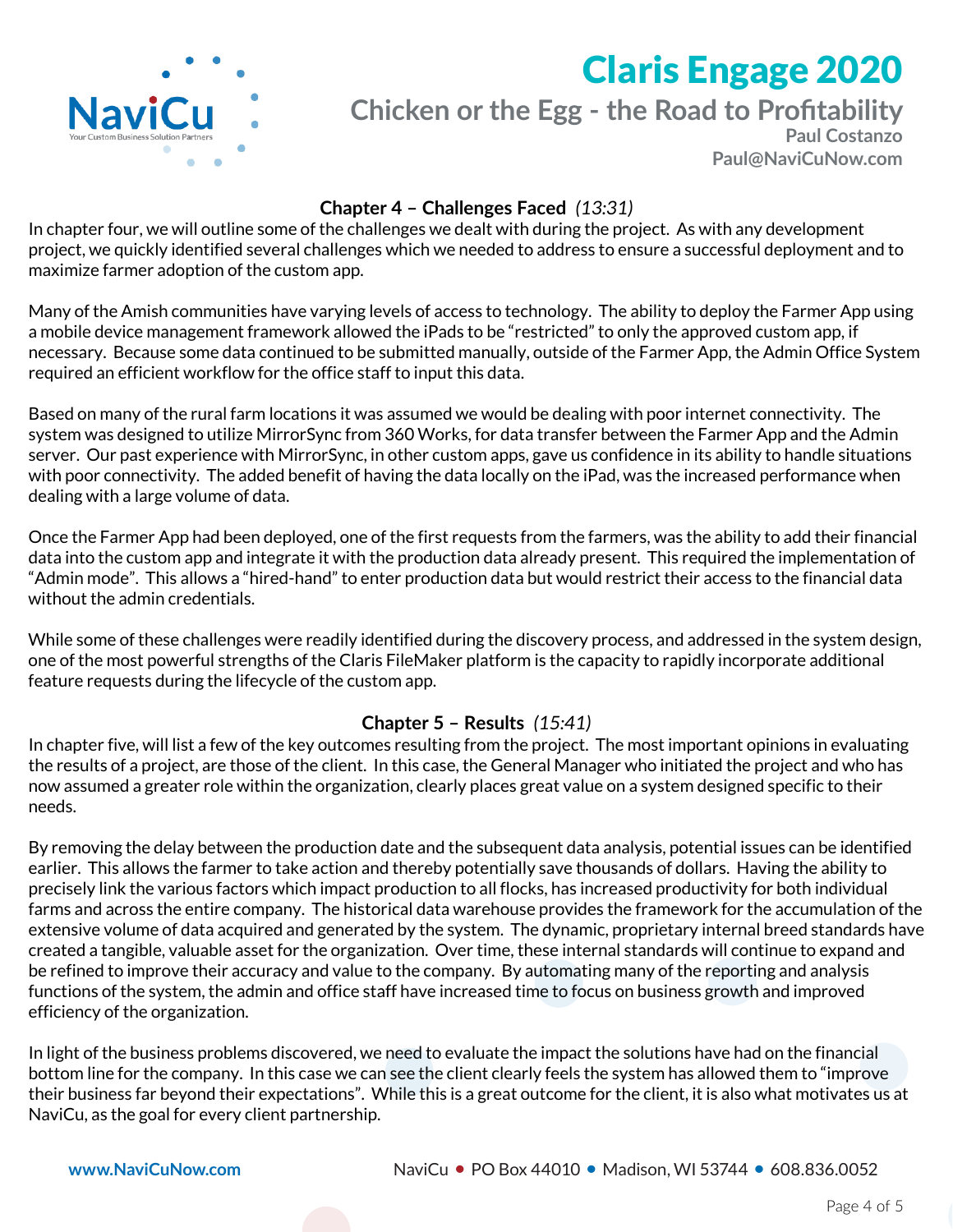## Chapter 4 – Challenges Faced *(13:31)*

In chapter four, we will outline some of the challenges we dealt with during the project. As with any development project, we quickly identified several challenges which we needed to address to ensure a successful deployment and to maximize farmer adoption of the custom app.

Many of the Amish communities have varying levels of access to technology. The ability to deploy the Farmer App using a mobile device management framework allowed the iPads to be "restricted" to only the approved custom app, if necessary. Because some data continued to be submitted manually, outside of the Farmer App, the Admin Office System required an efficient workflow for the office staff to input this data.

Based on many of the rural farm locations it was assumed we would be dealing with poor internet connectivity. The system was designed to utilize MirrorSync from 360 Works, for data transfer between the Farmer App and the Admin server. Our past experience with MirrorSync, in other custom apps, gave us confidence in its ability to handle situations with poor connectivity. The added benefit of having the data locally on the iPad, was the increased performance when dealing with a large volume of data.

Once the Farmer App had been deployed, one of the first requests from the farmers, was the ability to add their financial data into the custom app and integrate it with the production data already present. This required the implementation of "Admin mode". This allows a "hired-hand" to enter production data but would restrict their access to the financial data without the admin credentials.

While some of these challenges were readily identified during the discovery process, and addressed in the system design, one of the most powerful strengths of the Claris FileMaker platform is the capacity to rapidly incorporate additional feature requests during the lifecycle of the custom app.

## Chapter 5 – Results *(15:41)*

In chapter five, will list a few of the key outcomes resulting from the project. The most important opinions in evaluating the results of a project, are those of the client. In this case, the General Manager who initiated the project and who has now assumed a greater role within the organization, clearly places great value on a system designed specific to their needs.

By removing the delay between the production date and the subsequent data analysis, potential issues can be identified earlier. This allows the farmer to take action and thereby potentially save thousands of dollars. Having the ability to precisely link the various factors which impact production to all flocks, has increased productivity for both individual farms and across the entire company. The historical data warehouse provides the framework for the accumulation of the extensive volume of data acquired and generated by the system. The dynamic, proprietary internal breed standards have created a tangible, valuable asset for the organization. Over time, these internal standards will continue to expand and be refined to improve their accuracy and value to the company. By automating many of the reporting and analysis functions of the system, the admin and office staff have increased time to focus on business growth and improved efficiency of the organization.

In light of the business problems discovered, we need to evaluate the impact the solutions have had on the financial bottom line for the company. In this case we can see the client clearly feels the system has allowed them to "improve their business far beyond their expectations". While this is a great outcome for the client, it is also what motivates us at NaviCu, as the goal for every client partnership.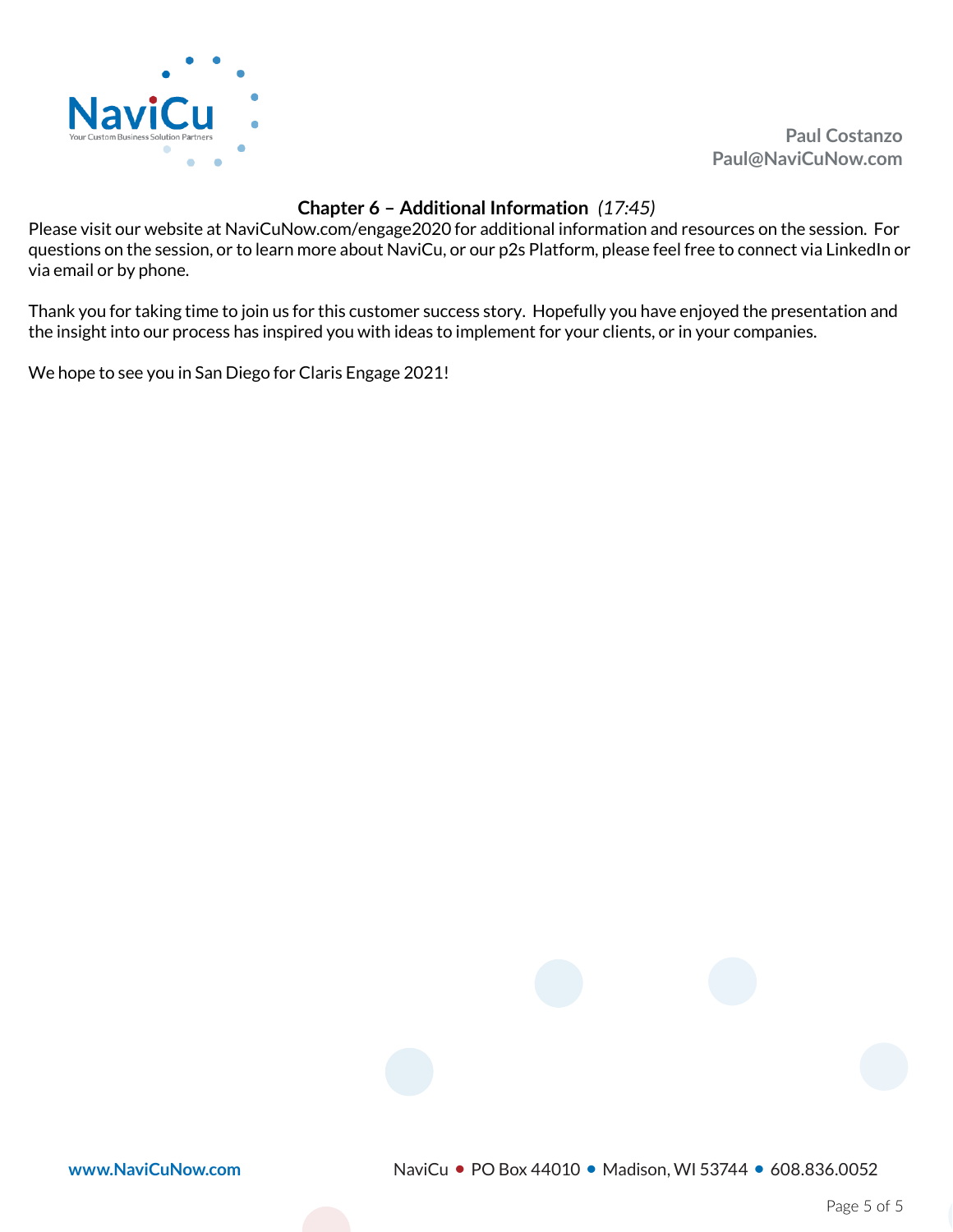## Chapter 6 – Additional Information *(17:45)*

Please visit our website at NaviCuNow.com/engage2020 for additional information and resources on the session. For questions on the session, or to learn more about NaviCu, or our p2s Platform, please feel free to connect via LinkedIn or via email or by phone.

Thank you for taking time to join us for this customer success story. Hopefully you have enjoyed the presentation and the insight into our process has inspired you with ideas to implement for your clients, or in your companies.

We hope to see you in San Diego for Claris Engage 2021!